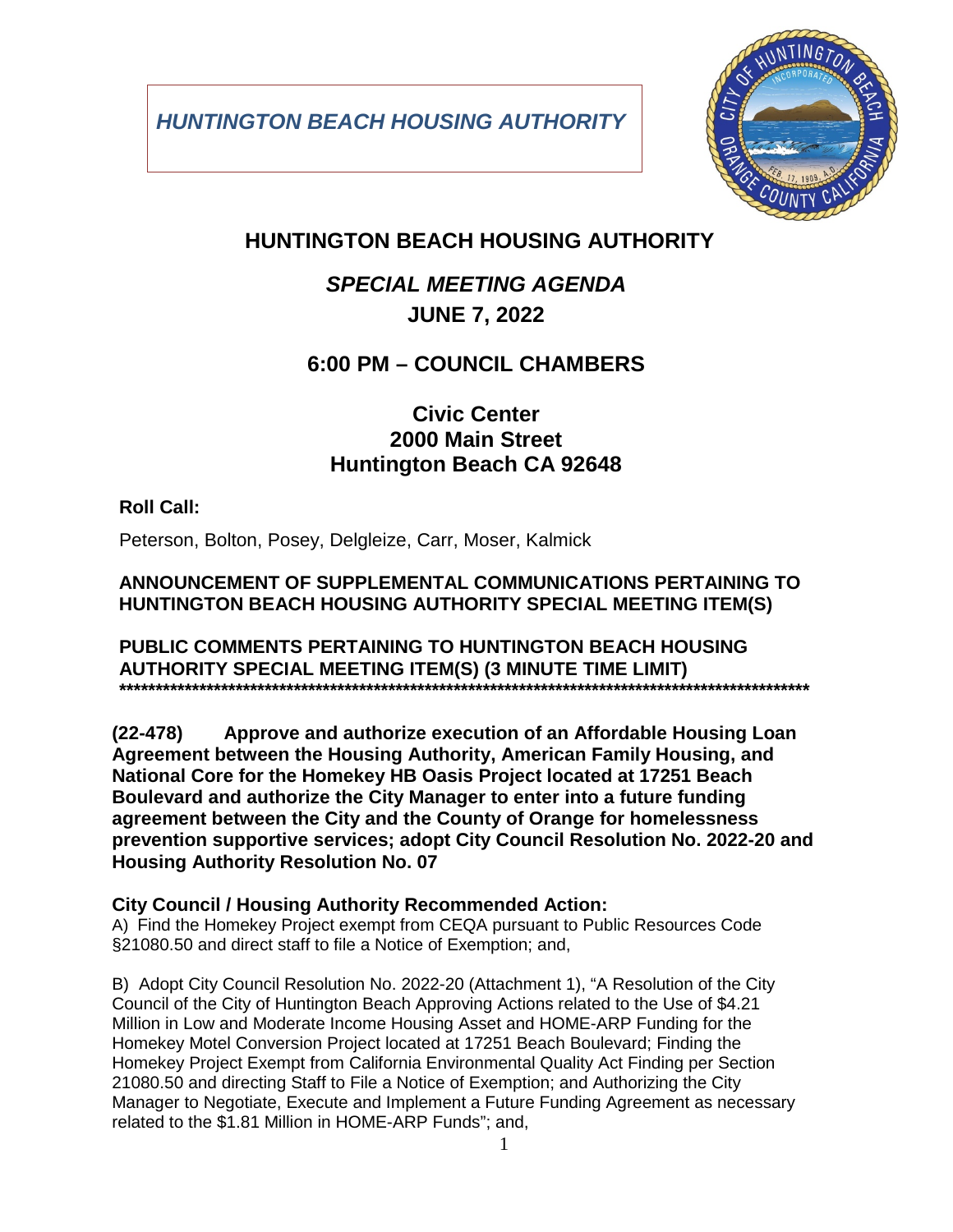***HUNTINGTON BEACH HOUSING AUTHORITY***

# HUNTINGTON BEACH HOUSING AUTHORITY

## *SPECIAL MEETING AGENDA*

## JUNE 7, 2022

## 6:00 PM – COUNCIL CHAMBERS

### Civic Center
### 2000 Main Street
### Huntington Beach CA 92648

**Roll Call:**

Peterson, Bolton, Posey, Delgleize, Carr, Moser, Kalmick

**ANNOUNCEMENT OF SUPPLEMENTAL COMMUNICATIONS PERTAINING TO HUNTINGTON BEACH HOUSING AUTHORITY SPECIAL MEETING ITEM(S)**

**PUBLIC COMMENTS PERTAINING TO HUNTINGTON BEACH HOUSING AUTHORITY SPECIAL MEETING ITEM(S) (3 MINUTE TIME LIMIT)**

**\*\*\*\*\*\*\*\*\*\*\*\*\*\*\*\*\*\*\*\*\*\*\*\*\*\*\*\*\*\*\*\*\*\*\*\*\*\*\*\*\*\*\*\*\*\*\*\*\*\*\*\*\*\*\*\*\*\*\*\*\*\*\*\*\*\*\*\*\*\*\*\*\*\*\*\*\*\*\*\*\*\*\*\*\*\*\*\*\*\*\*\*\*\*\*\*\*\*\***

**(22-478) Approve and authorize execution of an Affordable Housing Loan Agreement between the Housing Authority, American Family Housing, and National Core for the Homekey HB Oasis Project located at 17251 Beach Boulevard and authorize the City Manager to enter into a future funding agreement between the City and the County of Orange for homelessness prevention supportive services; adopt City Council Resolution No. 2022-20 and Housing Authority Resolution No. 07**

**City Council / Housing Authority Recommended Action:**

A) Find the Homekey Project exempt from CEQA pursuant to Public Resources Code §21080.50 and direct staff to file a Notice of Exemption; and,

B) Adopt City Council Resolution No. 2022-20 (Attachment 1), "A Resolution of the City Council of the City of Huntington Beach Approving Actions related to the Use of $4.21 Million in Low and Moderate Income Housing Asset and HOME-ARP Funding for the Homekey Motel Conversion Project located at 17251 Beach Boulevard; Finding the Homekey Project Exempt from California Environmental Quality Act Finding per Section 21080.50 and directing Staff to File a Notice of Exemption; and Authorizing the City Manager to Negotiate, Execute and Implement a Future Funding Agreement as necessary related to the $1.81 Million in HOME-ARP Funds"; and,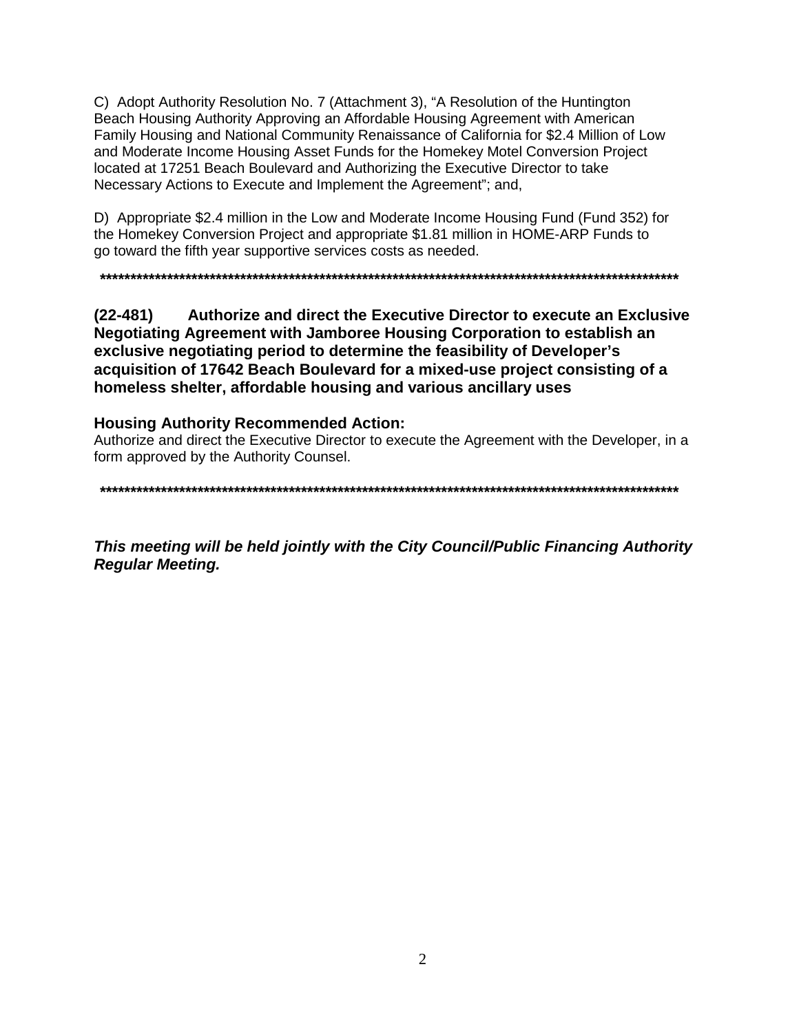C)  Adopt Authority Resolution No. 7 (Attachment 3), “A Resolution of the Huntington Beach Housing Authority Approving an Affordable Housing Agreement with American Family Housing and National Community Renaissance of California for $2.4 Million of Low and Moderate Income Housing Asset Funds for the Homekey Motel Conversion Project located at 17251 Beach Boulevard and Authorizing the Executive Director to take Necessary Actions to Execute and Implement the Agreement”; and,

D)  Appropriate $2.4 million in the Low and Moderate Income Housing Fund (Fund 352) for the Homekey Conversion Project and appropriate $1.81 million in HOME-ARP Funds to go toward the fifth year supportive services costs as needed.

**************************************************************************************************

**(22-481)     Authorize and direct the Executive Director to execute an Exclusive Negotiating Agreement with Jamboree Housing Corporation to establish an exclusive negotiating period to determine the feasibility of Developer’s acquisition of 17642 Beach Boulevard for a mixed-use project consisting of a homeless shelter, affordable housing and various ancillary uses**

**Housing Authority Recommended Action:**
Authorize and direct the Executive Director to execute the Agreement with the Developer, in a form approved by the Authority Counsel.

**************************************************************************************************

***This meeting will be held jointly with the City Council/Public Financing Authority Regular Meeting.***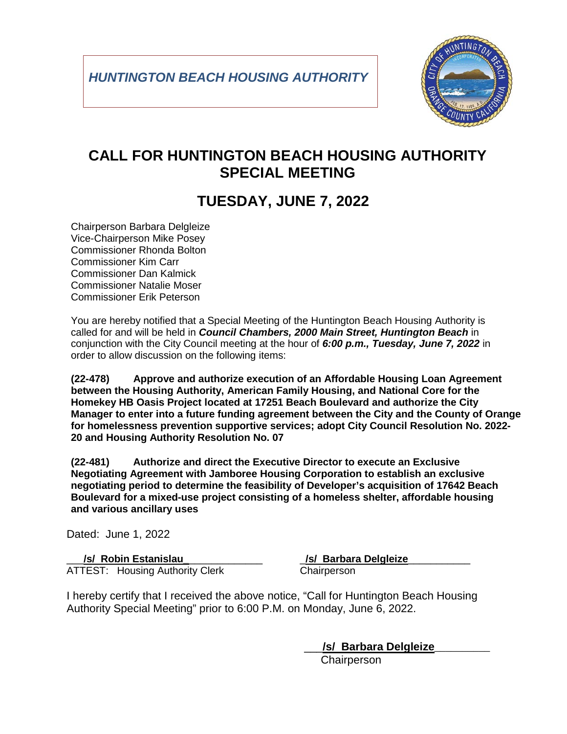*HUNTINGTON BEACH HOUSING AUTHORITY*

# CALL FOR HUNTINGTON BEACH HOUSING AUTHORITY SPECIAL MEETING

## TUESDAY, JUNE 7, 2022

Chairperson Barbara Delgleize
Vice-Chairperson Mike Posey
Commissioner Rhonda Bolton
Commissioner Kim Carr
Commissioner Dan Kalmick
Commissioner Natalie Moser
Commissioner Erik Peterson

You are hereby notified that a Special Meeting of the Huntington Beach Housing Authority is called for and will be held in ***Council Chambers, 2000 Main Street, Huntington Beach*** in conjunction with the City Council meeting at the hour of ***6:00 p.m., Tuesday, June 7, 2022*** in order to allow discussion on the following items:

**(22-478) Approve and authorize execution of an Affordable Housing Loan Agreement between the Housing Authority, American Family Housing, and National Core for the Homekey HB Oasis Project located at 17251 Beach Boulevard and authorize the City Manager to enter into a future funding agreement between the City and the County of Orange for homelessness prevention supportive services; adopt City Council Resolution No. 2022-20 and Housing Authority Resolution No. 07**

**(22-481) Authorize and direct the Executive Director to execute an Exclusive Negotiating Agreement with Jamboree Housing Corporation to establish an exclusive negotiating period to determine the feasibility of Developer's acquisition of 17642 Beach Boulevard for a mixed-use project consisting of a homeless shelter, affordable housing and various ancillary uses**

Dated: June 1, 2022

**/s/ Robin Estanislau**
ATTEST: Housing Authority Clerk

**/s/ Barbara Delgleize**
Chairperson

I hereby certify that I received the above notice, "Call for Huntington Beach Housing Authority Special Meeting" prior to 6:00 P.M. on Monday, June 6, 2022.

**/s/ Barbara Delgleize**
Chairperson